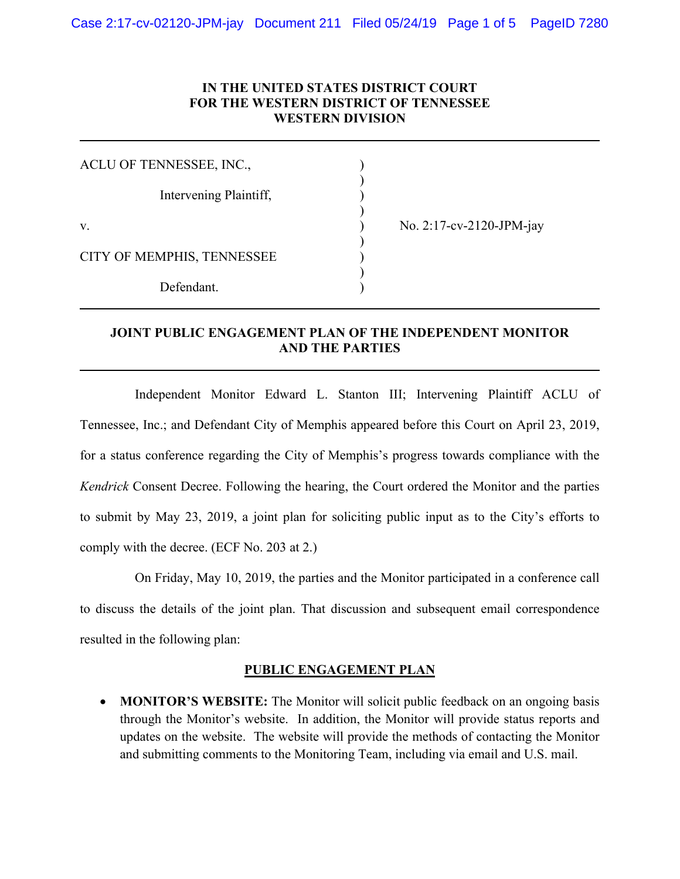**IN THE UNITED STATES DISTRICT COURT**
**FOR THE WESTERN DISTRICT OF TENNESSEE**
**WESTERN DIVISION**

---

| | | |
|---|---|---|
| ACLU OF TENNESSEE, INC., | ) | |
| Intervening Plaintiff, | ) | |
| v. | ) | No. 2:17-cv-2120-JPM-jay |
| CITY OF MEMPHIS, TENNESSEE | ) | |
| Defendant. | ) | |

---

**JOINT PUBLIC ENGAGEMENT PLAN OF THE INDEPENDENT MONITOR AND THE PARTIES**

---

Independent Monitor Edward L. Stanton III; Intervening Plaintiff ACLU of Tennessee, Inc.; and Defendant City of Memphis appeared before this Court on April 23, 2019, for a status conference regarding the City of Memphis's progress towards compliance with the *Kendrick* Consent Decree. Following the hearing, the Court ordered the Monitor and the parties to submit by May 23, 2019, a joint plan for soliciting public input as to the City's efforts to comply with the decree. (ECF No. 203 at 2.)

On Friday, May 10, 2019, the parties and the Monitor participated in a conference call to discuss the details of the joint plan. That discussion and subsequent email correspondence resulted in the following plan:

**PUBLIC ENGAGEMENT PLAN**

- **MONITOR'S WEBSITE:** The Monitor will solicit public feedback on an ongoing basis through the Monitor's website. In addition, the Monitor will provide status reports and updates on the website. The website will provide the methods of contacting the Monitor and submitting comments to the Monitoring Team, including via email and U.S. mail.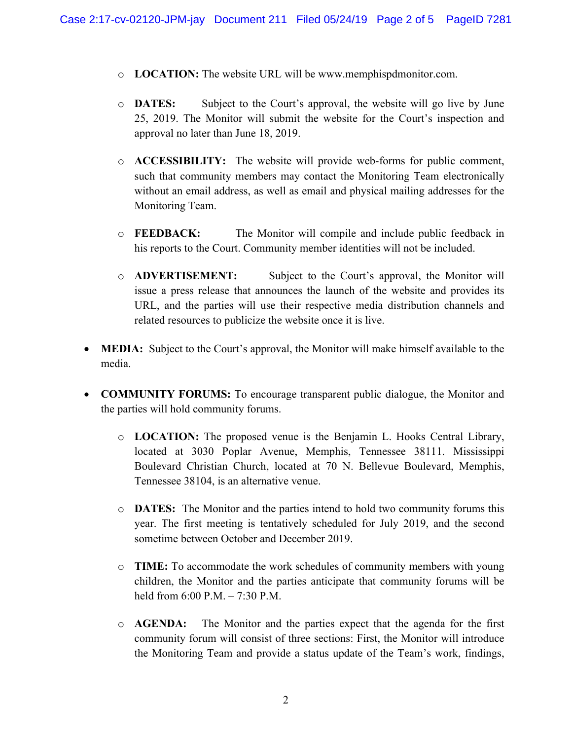- **LOCATION:** The website URL will be www.memphispdmonitor.com.

  - **DATES:** Subject to the Court's approval, the website will go live by June 25, 2019. The Monitor will submit the website for the Court's inspection and approval no later than June 18, 2019.

  - **ACCESSIBILITY:** The website will provide web-forms for public comment, such that community members may contact the Monitoring Team electronically without an email address, as well as email and physical mailing addresses for the Monitoring Team.

  - **FEEDBACK:** The Monitor will compile and include public feedback in his reports to the Court. Community member identities will not be included.

  - **ADVERTISEMENT:** Subject to the Court's approval, the Monitor will issue a press release that announces the launch of the website and provides its URL, and the parties will use their respective media distribution channels and related resources to publicize the website once it is live.

- **MEDIA:** Subject to the Court's approval, the Monitor will make himself available to the media.

- **COMMUNITY FORUMS:** To encourage transparent public dialogue, the Monitor and the parties will hold community forums.

  - **LOCATION:** The proposed venue is the Benjamin L. Hooks Central Library, located at 3030 Poplar Avenue, Memphis, Tennessee 38111. Mississippi Boulevard Christian Church, located at 70 N. Bellevue Boulevard, Memphis, Tennessee 38104, is an alternative venue.

  - **DATES:** The Monitor and the parties intend to hold two community forums this year. The first meeting is tentatively scheduled for July 2019, and the second sometime between October and December 2019.

  - **TIME:** To accommodate the work schedules of community members with young children, the Monitor and the parties anticipate that community forums will be held from 6:00 P.M. – 7:30 P.M.

  - **AGENDA:** The Monitor and the parties expect that the agenda for the first community forum will consist of three sections: First, the Monitor will introduce the Monitoring Team and provide a status update of the Team's work, findings,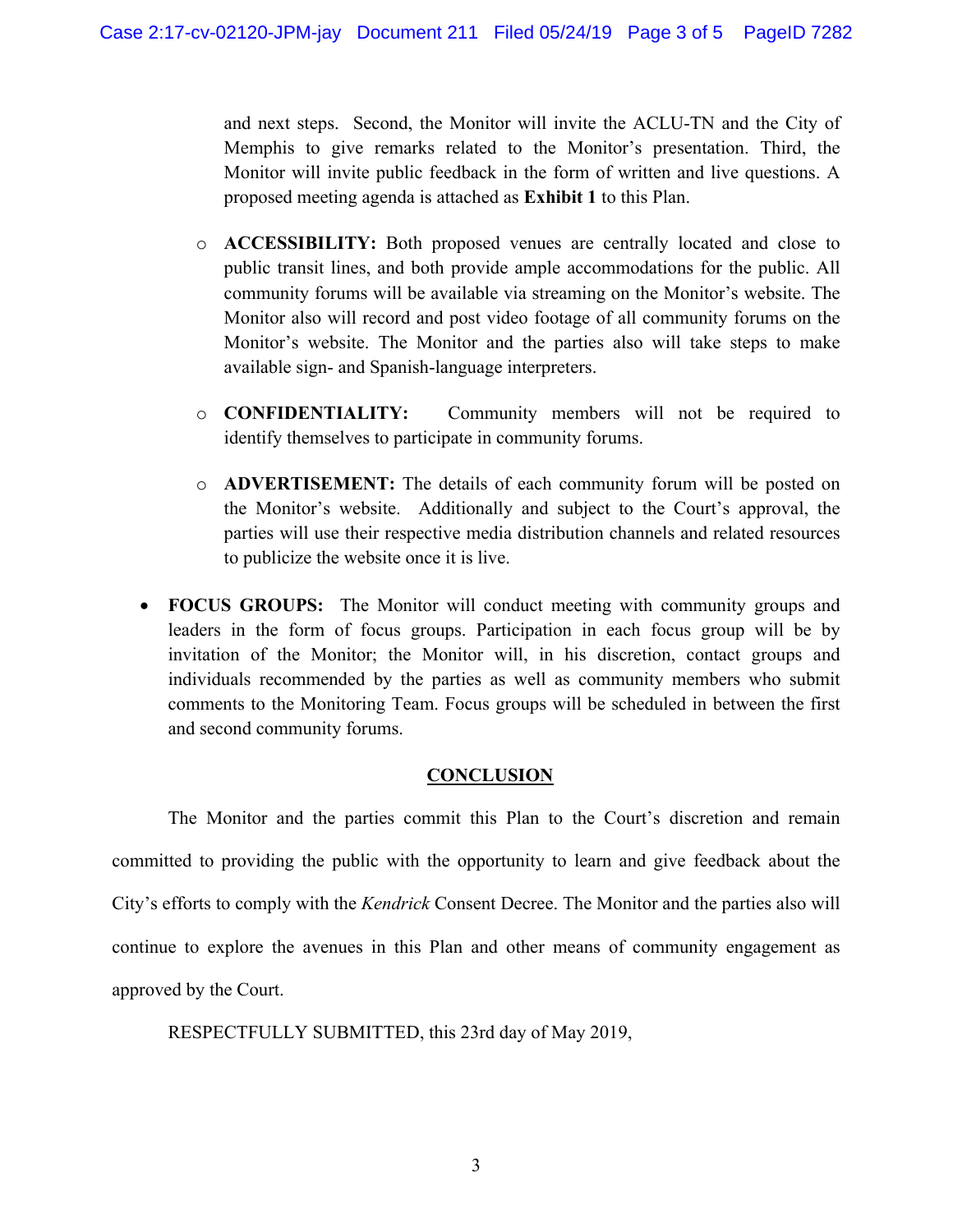and next steps. Second, the Monitor will invite the ACLU-TN and the City of Memphis to give remarks related to the Monitor's presentation. Third, the Monitor will invite public feedback in the form of written and live questions. A proposed meeting agenda is attached as **Exhibit 1** to this Plan.

  - **ACCESSIBILITY:** Both proposed venues are centrally located and close to public transit lines, and both provide ample accommodations for the public. All community forums will be available via streaming on the Monitor's website. The Monitor also will record and post video footage of all community forums on the Monitor's website. The Monitor and the parties also will take steps to make available sign- and Spanish-language interpreters.

  - **CONFIDENTIALITY:** Community members will not be required to identify themselves to participate in community forums.

  - **ADVERTISEMENT:** The details of each community forum will be posted on the Monitor's website. Additionally and subject to the Court's approval, the parties will use their respective media distribution channels and related resources to publicize the website once it is live.

- **FOCUS GROUPS:** The Monitor will conduct meeting with community groups and leaders in the form of focus groups. Participation in each focus group will be by invitation of the Monitor; the Monitor will, in his discretion, contact groups and individuals recommended by the parties as well as community members who submit comments to the Monitoring Team. Focus groups will be scheduled in between the first and second community forums.

## CONCLUSION

The Monitor and the parties commit this Plan to the Court's discretion and remain committed to providing the public with the opportunity to learn and give feedback about the City's efforts to comply with the *Kendrick* Consent Decree. The Monitor and the parties also will continue to explore the avenues in this Plan and other means of community engagement as approved by the Court.

RESPECTFULLY SUBMITTED, this 23rd day of May 2019,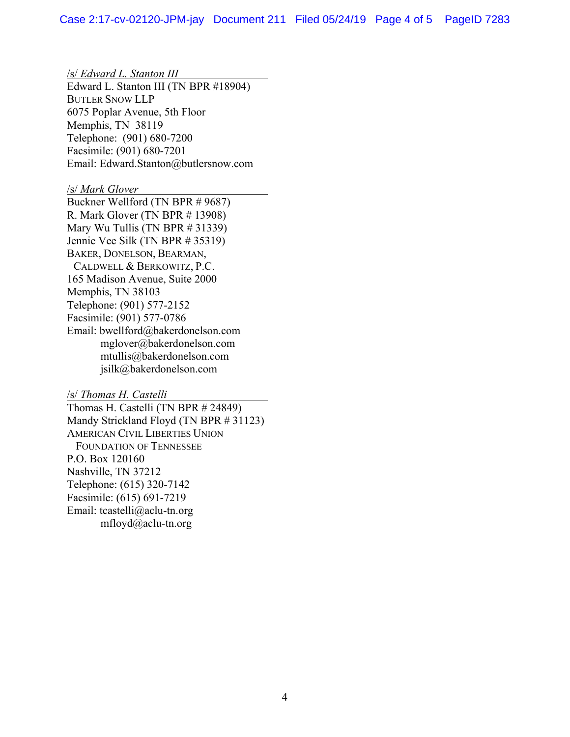/s/ *Edward L. Stanton III*
Edward L. Stanton III (TN BPR #18904)
BUTLER SNOW LLP
6075 Poplar Avenue, 5th Floor
Memphis, TN 38119
Telephone: (901) 680-7200
Facsimile: (901) 680-7201
Email: Edward.Stanton@butlersnow.com

/s/ *Mark Glover*
Buckner Wellford (TN BPR # 9687)
R. Mark Glover (TN BPR # 13908)
Mary Wu Tullis (TN BPR # 31339)
Jennie Vee Silk (TN BPR # 35319)
BAKER, DONELSON, BEARMAN,
CALDWELL & BERKOWITZ, P.C.
165 Madison Avenue, Suite 2000
Memphis, TN 38103
Telephone: (901) 577-2152
Facsimile: (901) 577-0786
Email: bwellford@bakerdonelson.com
mglover@bakerdonelson.com
mtullis@bakerdonelson.com
jsilk@bakerdonelson.com

/s/ *Thomas H. Castelli*
Thomas H. Castelli (TN BPR # 24849)
Mandy Strickland Floyd (TN BPR # 31123)
AMERICAN CIVIL LIBERTIES UNION
FOUNDATION OF TENNESSEE
P.O. Box 120160
Nashville, TN 37212
Telephone: (615) 320-7142
Facsimile: (615) 691-7219
Email: tcastelli@aclu-tn.org
mfloyd@aclu-tn.org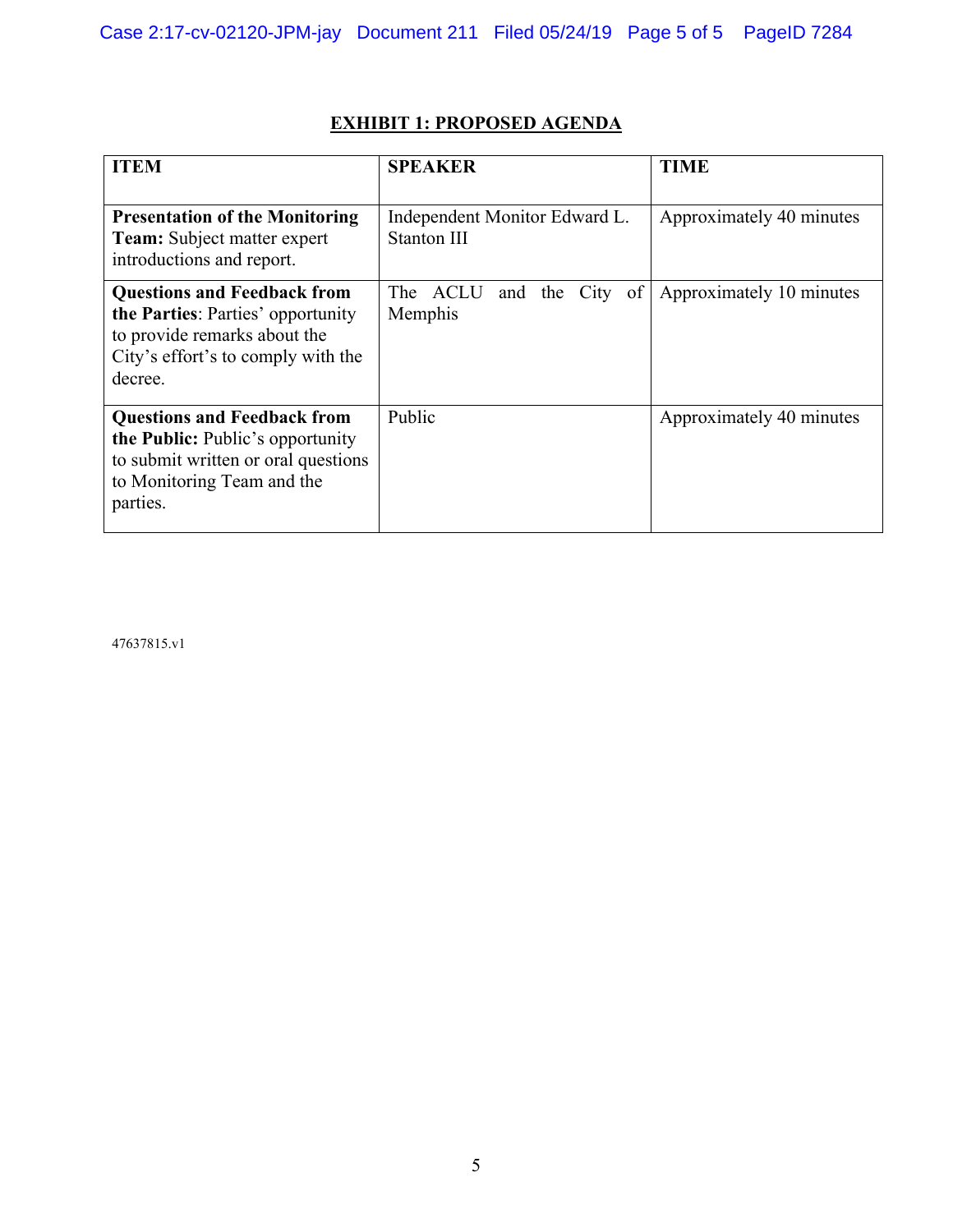## EXHIBIT 1: PROPOSED AGENDA

| ITEM | SPEAKER | TIME |
|---|---|---|
| **Presentation of the Monitoring Team:** Subject matter expert introductions and report. | Independent Monitor Edward L. Stanton III | Approximately 40 minutes |
| **Questions and Feedback from the Parties**: Parties' opportunity to provide remarks about the City's effort's to comply with the decree. | The ACLU and the City of Memphis | Approximately 10 minutes |
| **Questions and Feedback from the Public:** Public's opportunity to submit written or oral questions to Monitoring Team and the parties. | Public | Approximately 40 minutes |

47637815.v1